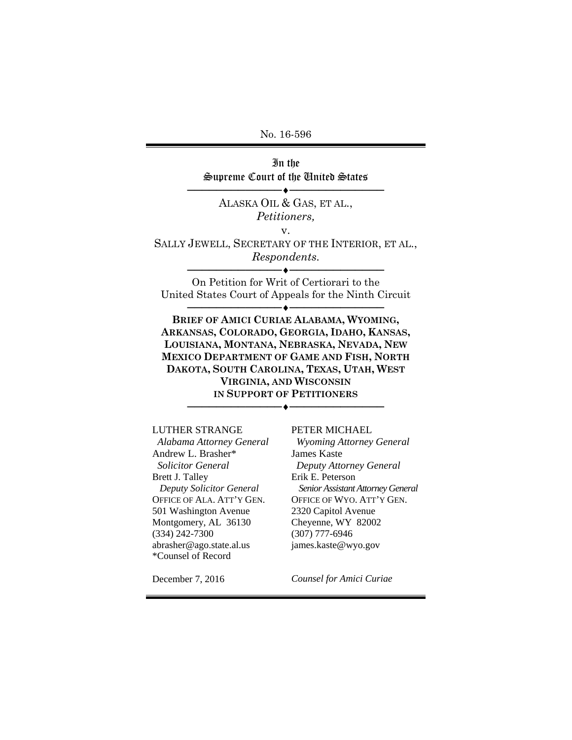No. 16-596

In the
Supreme Court of the United States

---

ALASKA OIL & GAS, ET AL.,
*Petitioners,*

v.

SALLY JEWELL, SECRETARY OF THE INTERIOR, ET AL.,
*Respondents.*

---

On Petition for Writ of Certiorari to the
United States Court of Appeals for the Ninth Circuit

---

**BRIEF OF AMICI CURIAE ALABAMA, WYOMING, ARKANSAS, COLORADO, GEORGIA, IDAHO, KANSAS, LOUISIANA, MONTANA, NEBRASKA, NEVADA, NEW MEXICO DEPARTMENT OF GAME AND FISH, NORTH DAKOTA, SOUTH CAROLINA, TEXAS, UTAH, WEST VIRGINIA, AND WISCONSIN IN SUPPORT OF PETITIONERS**

---

LUTHER STRANGE
*Alabama Attorney General*
Andrew L. Brasher*
*Solicitor General*
Brett J. Talley
*Deputy Solicitor General*
OFFICE OF ALA. ATT'Y GEN.
501 Washington Avenue
Montgomery, AL 36130
(334) 242-7300
abrasher@ago.state.al.us
*Counsel of Record

PETER MICHAEL
*Wyoming Attorney General*
James Kaste
*Deputy Attorney General*
Erik E. Peterson
*Senior Assistant Attorney General*
OFFICE OF WYO. ATT'Y GEN.
2320 Capitol Avenue
Cheyenne, WY 82002
(307) 777-6946
james.kaste@wyo.gov

December 7, 2016

*Counsel for Amici Curiae*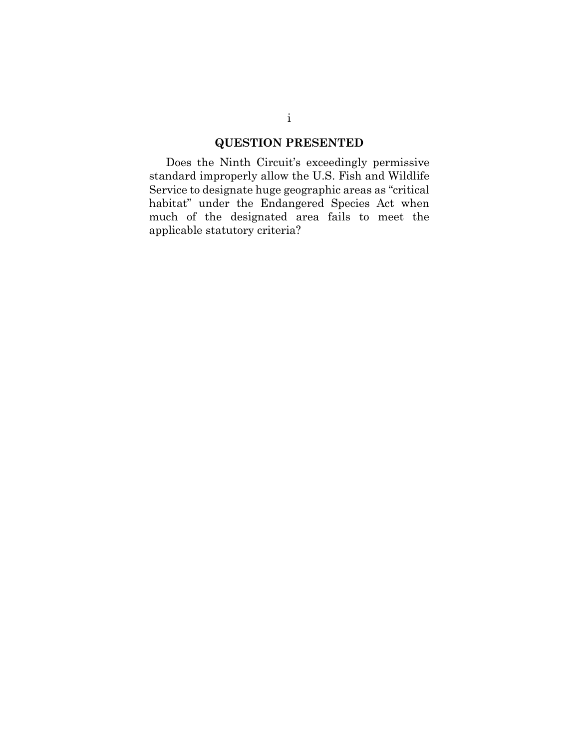## QUESTION PRESENTED

Does the Ninth Circuit's exceedingly permissive standard improperly allow the U.S. Fish and Wildlife Service to designate huge geographic areas as "critical habitat" under the Endangered Species Act when much of the designated area fails to meet the applicable statutory criteria?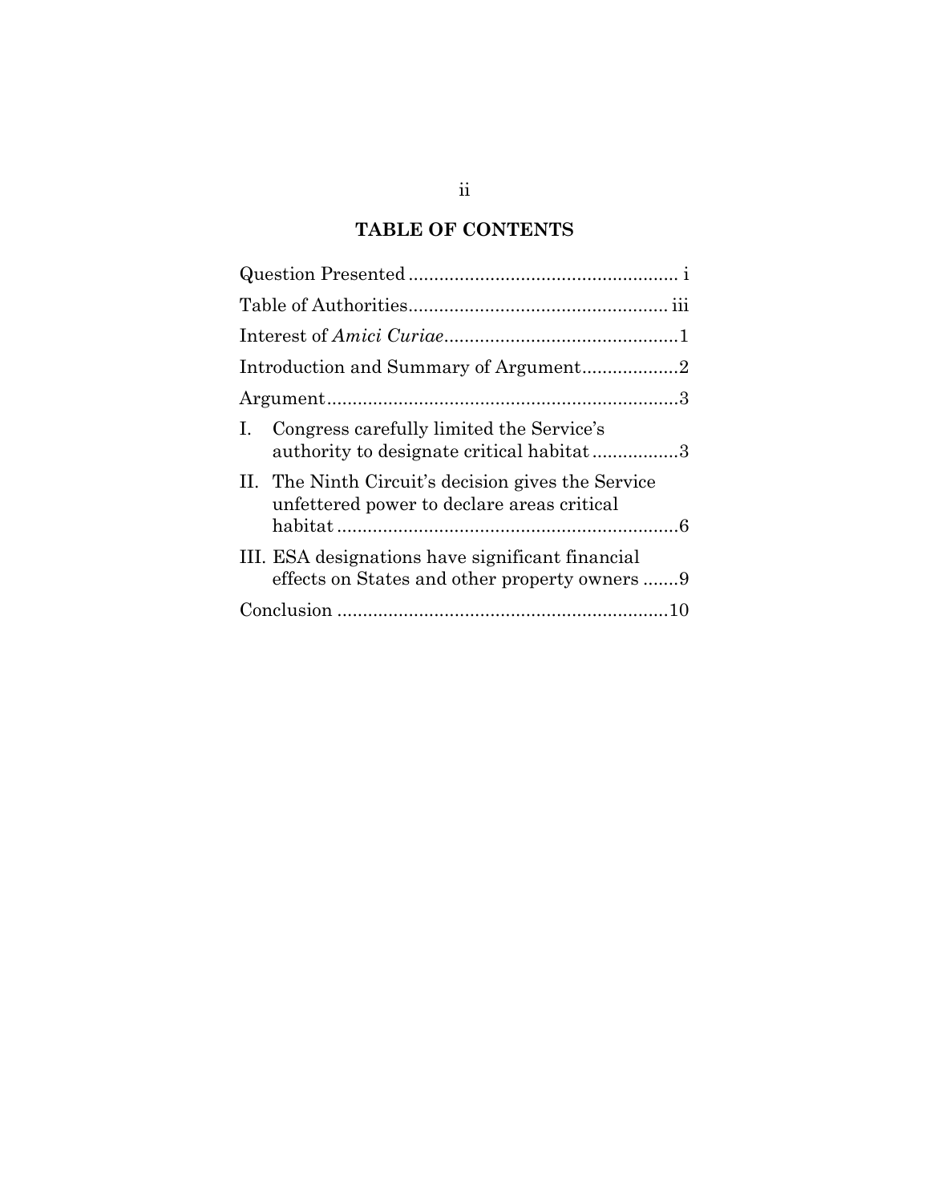## TABLE OF CONTENTS

Question Presented .................................................... i

Table of Authorities.................................................. iii

Interest of *Amici Curiae*.............................................1

Introduction and Summary of Argument...................2

Argument....................................................................3

I. Congress carefully limited the Service's authority to designate critical habitat .................3

II. The Ninth Circuit's decision gives the Service unfettered power to declare areas critical habitat ...................................................................6

III. ESA designations have significant financial effects on States and other property owners .......9

Conclusion ................................................................10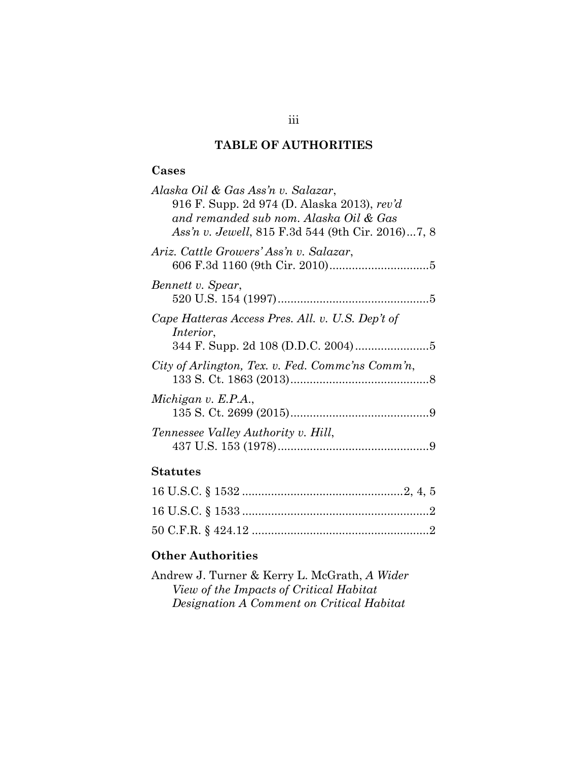## TABLE OF AUTHORITIES

### Cases

*Alaska Oil & Gas Ass'n v. Salazar*, 916 F. Supp. 2d 974 (D. Alaska 2013), *rev'd and remanded sub nom. Alaska Oil & Gas Ass'n v. Jewell*, 815 F.3d 544 (9th Cir. 2016)...7, 8

*Ariz. Cattle Growers' Ass'n v. Salazar*, 606 F.3d 1160 (9th Cir. 2010)...............................5

*Bennett v. Spear*, 520 U.S. 154 (1997)...............................................5

*Cape Hatteras Access Pres. All. v. U.S. Dep't of Interior*, 344 F. Supp. 2d 108 (D.D.C. 2004).......................5

*City of Arlington, Tex. v. Fed. Commc'ns Comm'n*, 133 S. Ct. 1863 (2013)...........................................8

*Michigan v. E.P.A.*, 135 S. Ct. 2699 (2015)...........................................9

*Tennessee Valley Authority v. Hill*, 437 U.S. 153 (1978)...............................................9

### Statutes

16 U.S.C. § 1532 .................................................2, 4, 5

16 U.S.C. § 1533 .........................................................2

50 C.F.R. § 424.12 ......................................................2

### Other Authorities

Andrew J. Turner & Kerry L. McGrath, *A Wider View of the Impacts of Critical Habitat Designation A Comment on Critical Habitat*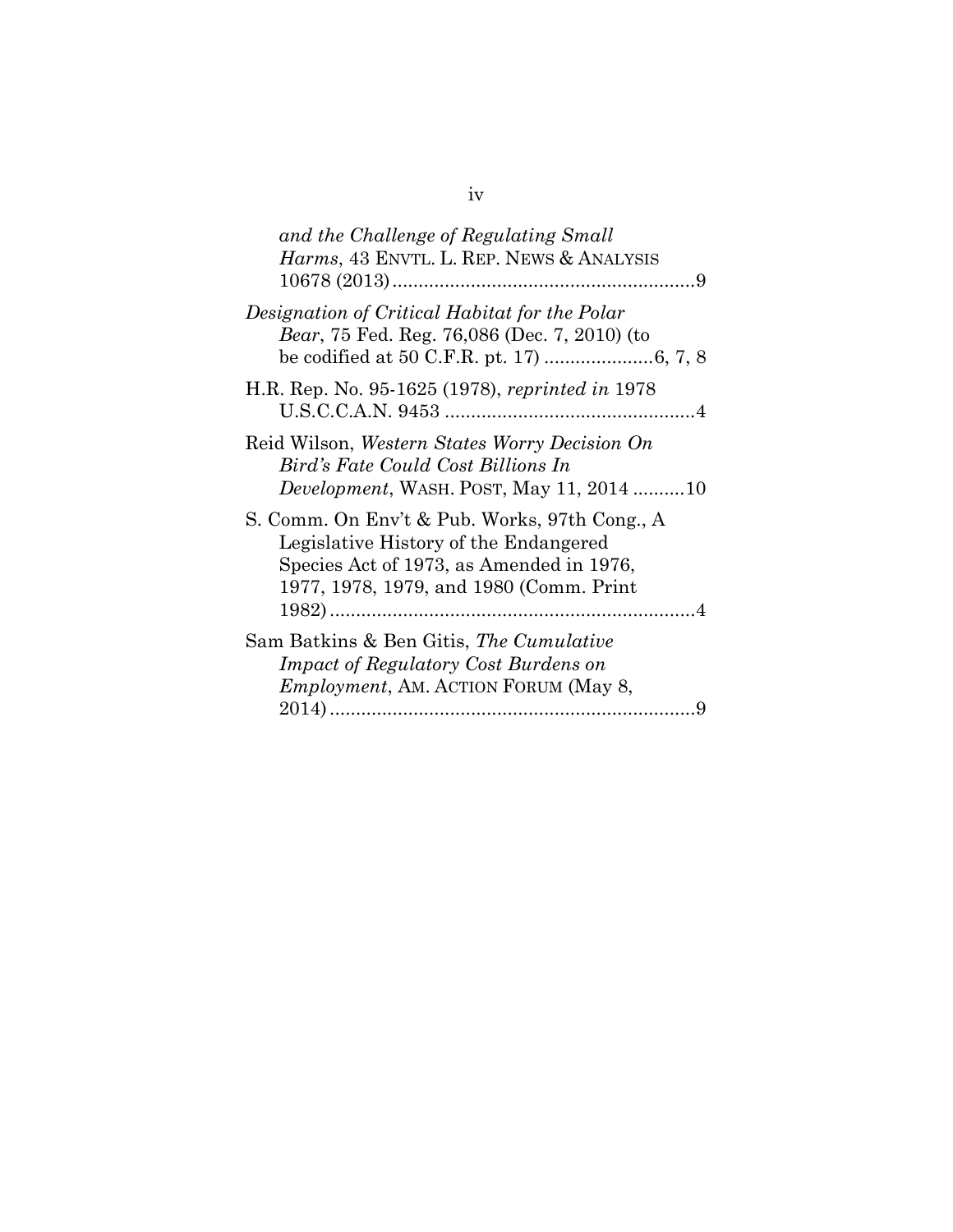*and the Challenge of Regulating Small Harms*, 43 ENVTL. L. REP. NEWS & ANALYSIS 10678 (2013) ....................................................... 9

*Designation of Critical Habitat for the Polar Bear*, 75 Fed. Reg. 76,086 (Dec. 7, 2010) (to be codified at 50 C.F.R. pt. 17) ..................... 6, 7, 8

H.R. Rep. No. 95-1625 (1978), *reprinted in* 1978 U.S.C.C.A.N. 9453 ................................................ 4

Reid Wilson, *Western States Worry Decision On Bird's Fate Could Cost Billions In Development*, WASH. POST, May 11, 2014 .......... 10

S. Comm. On Env't & Pub. Works, 97th Cong., A Legislative History of the Endangered Species Act of 1973, as Amended in 1976, 1977, 1978, 1979, and 1980 (Comm. Print 1982) ...................................................................... 4

Sam Batkins & Ben Gitis, *The Cumulative Impact of Regulatory Cost Burdens on Employment*, AM. ACTION FORUM (May 8, 2014) ...................................................................... 9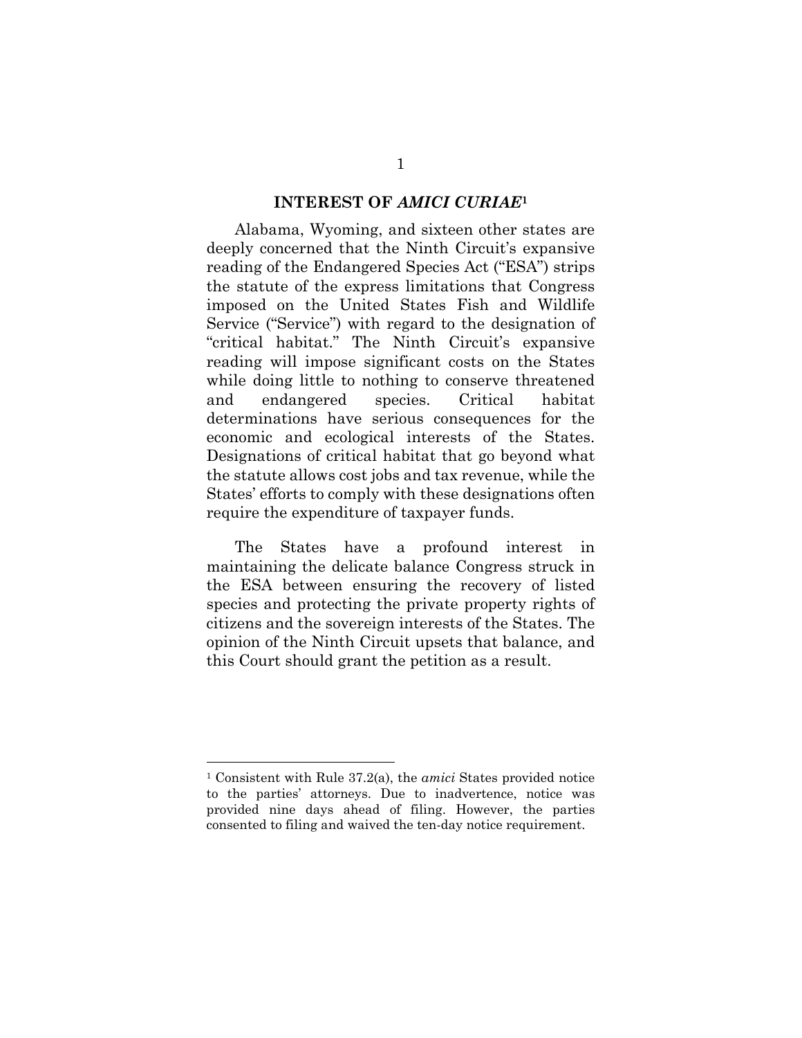## INTEREST OF *AMICI CURIAE*[1]

Alabama, Wyoming, and sixteen other states are deeply concerned that the Ninth Circuit's expansive reading of the Endangered Species Act ("ESA") strips the statute of the express limitations that Congress imposed on the United States Fish and Wildlife Service ("Service") with regard to the designation of "critical habitat." The Ninth Circuit's expansive reading will impose significant costs on the States while doing little to nothing to conserve threatened and endangered species. Critical habitat determinations have serious consequences for the economic and ecological interests of the States. Designations of critical habitat that go beyond what the statute allows cost jobs and tax revenue, while the States' efforts to comply with these designations often require the expenditure of taxpayer funds.

The States have a profound interest in maintaining the delicate balance Congress struck in the ESA between ensuring the recovery of listed species and protecting the private property rights of citizens and the sovereign interests of the States. The opinion of the Ninth Circuit upsets that balance, and this Court should grant the petition as a result.

---

[1] Consistent with Rule 37.2(a), the *amici* States provided notice to the parties' attorneys. Due to inadvertence, notice was provided nine days ahead of filing. However, the parties consented to filing and waived the ten-day notice requirement.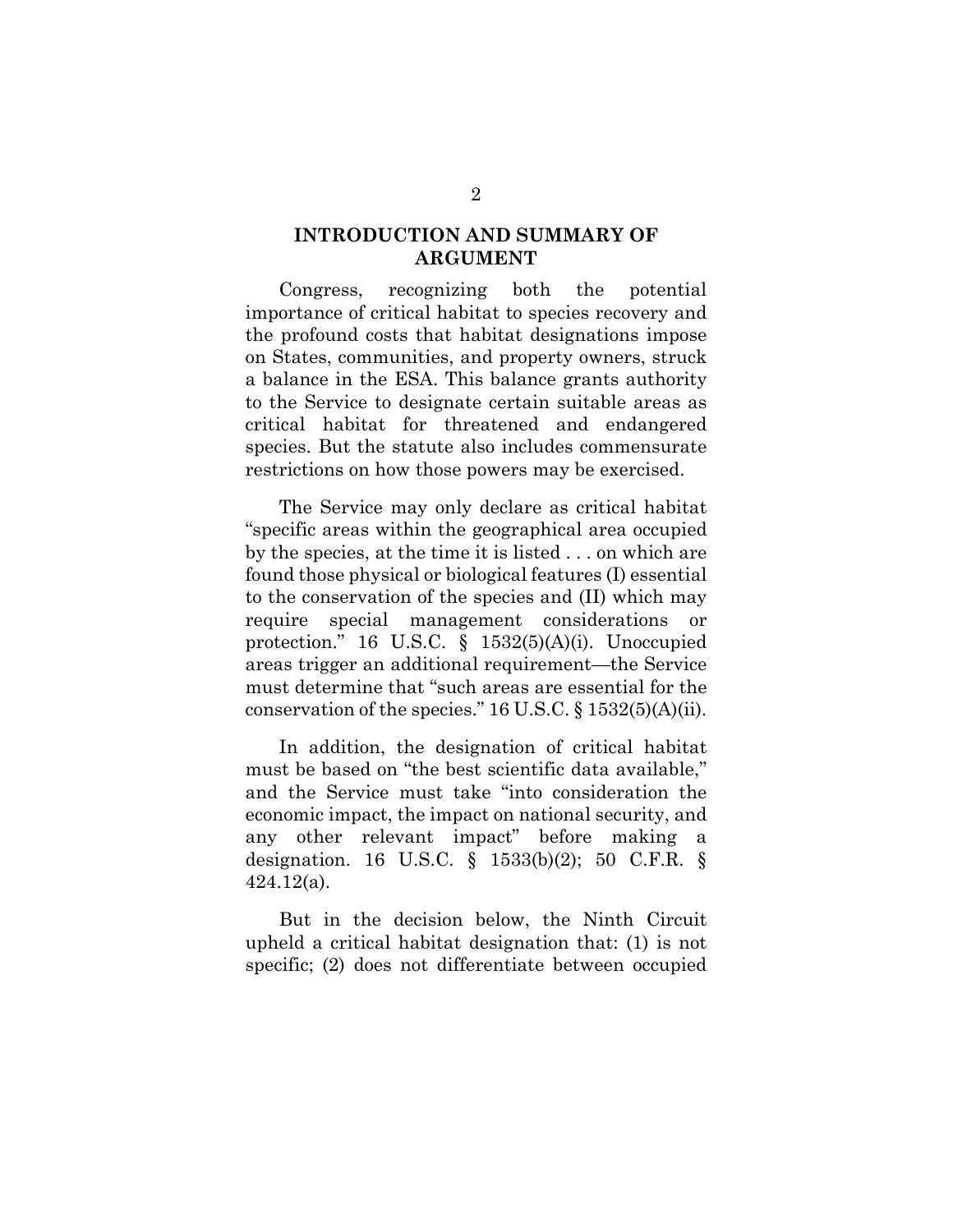## INTRODUCTION AND SUMMARY OF ARGUMENT

Congress, recognizing both the potential importance of critical habitat to species recovery and the profound costs that habitat designations impose on States, communities, and property owners, struck a balance in the ESA. This balance grants authority to the Service to designate certain suitable areas as critical habitat for threatened and endangered species. But the statute also includes commensurate restrictions on how those powers may be exercised.

The Service may only declare as critical habitat "specific areas within the geographical area occupied by the species, at the time it is listed . . . on which are found those physical or biological features (I) essential to the conservation of the species and (II) which may require special management considerations or protection." 16 U.S.C. § 1532(5)(A)(i). Unoccupied areas trigger an additional requirement—the Service must determine that "such areas are essential for the conservation of the species." 16 U.S.C. § 1532(5)(A)(ii).

In addition, the designation of critical habitat must be based on "the best scientific data available," and the Service must take "into consideration the economic impact, the impact on national security, and any other relevant impact" before making a designation. 16 U.S.C. § 1533(b)(2); 50 C.F.R. § 424.12(a).

But in the decision below, the Ninth Circuit upheld a critical habitat designation that: (1) is not specific; (2) does not differentiate between occupied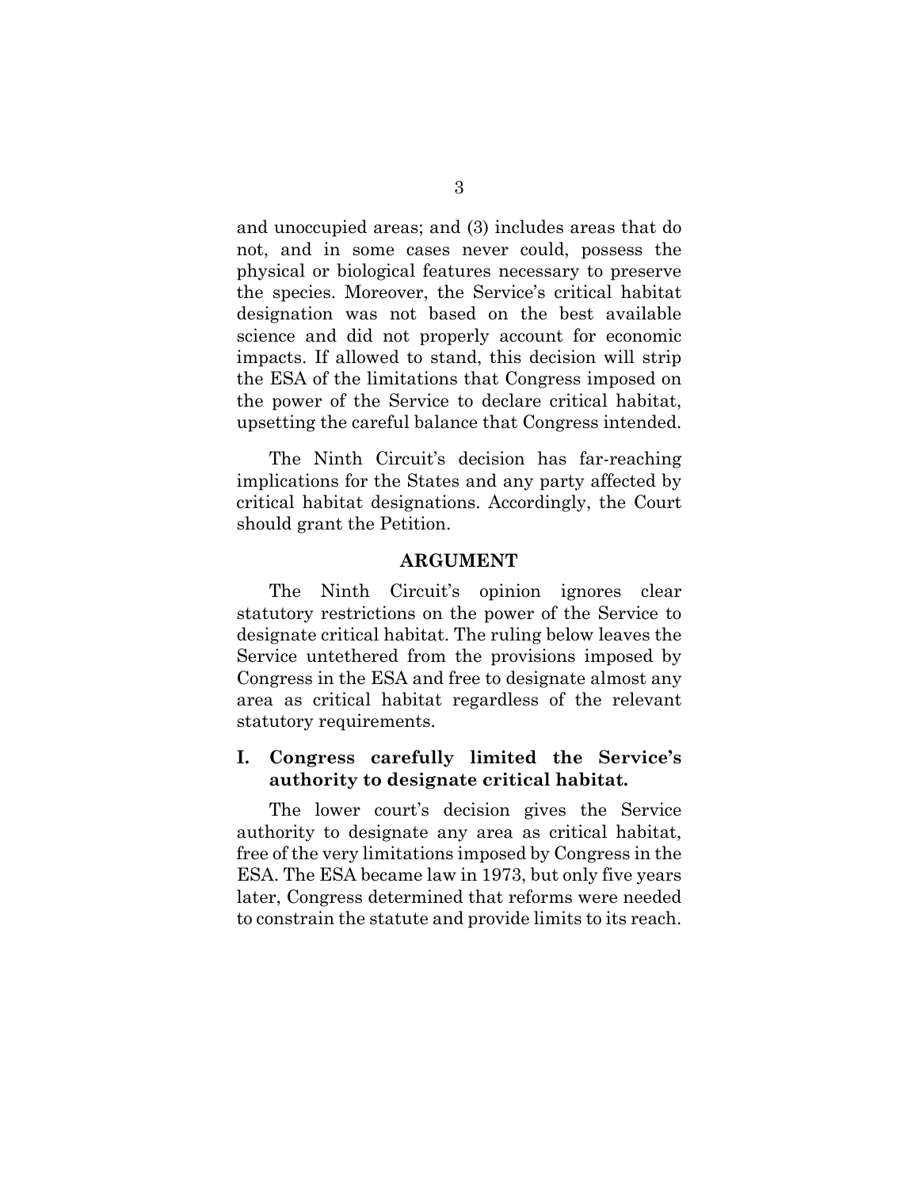and unoccupied areas; and (3) includes areas that do not, and in some cases never could, possess the physical or biological features necessary to preserve the species. Moreover, the Service's critical habitat designation was not based on the best available science and did not properly account for economic impacts. If allowed to stand, this decision will strip the ESA of the limitations that Congress imposed on the power of the Service to declare critical habitat, upsetting the careful balance that Congress intended.

The Ninth Circuit's decision has far-reaching implications for the States and any party affected by critical habitat designations. Accordingly, the Court should grant the Petition.

## ARGUMENT

The Ninth Circuit's opinion ignores clear statutory restrictions on the power of the Service to designate critical habitat. The ruling below leaves the Service untethered from the provisions imposed by Congress in the ESA and free to designate almost any area as critical habitat regardless of the relevant statutory requirements.

### I. Congress carefully limited the Service's authority to designate critical habitat.

The lower court's decision gives the Service authority to designate any area as critical habitat, free of the very limitations imposed by Congress in the ESA. The ESA became law in 1973, but only five years later, Congress determined that reforms were needed to constrain the statute and provide limits to its reach.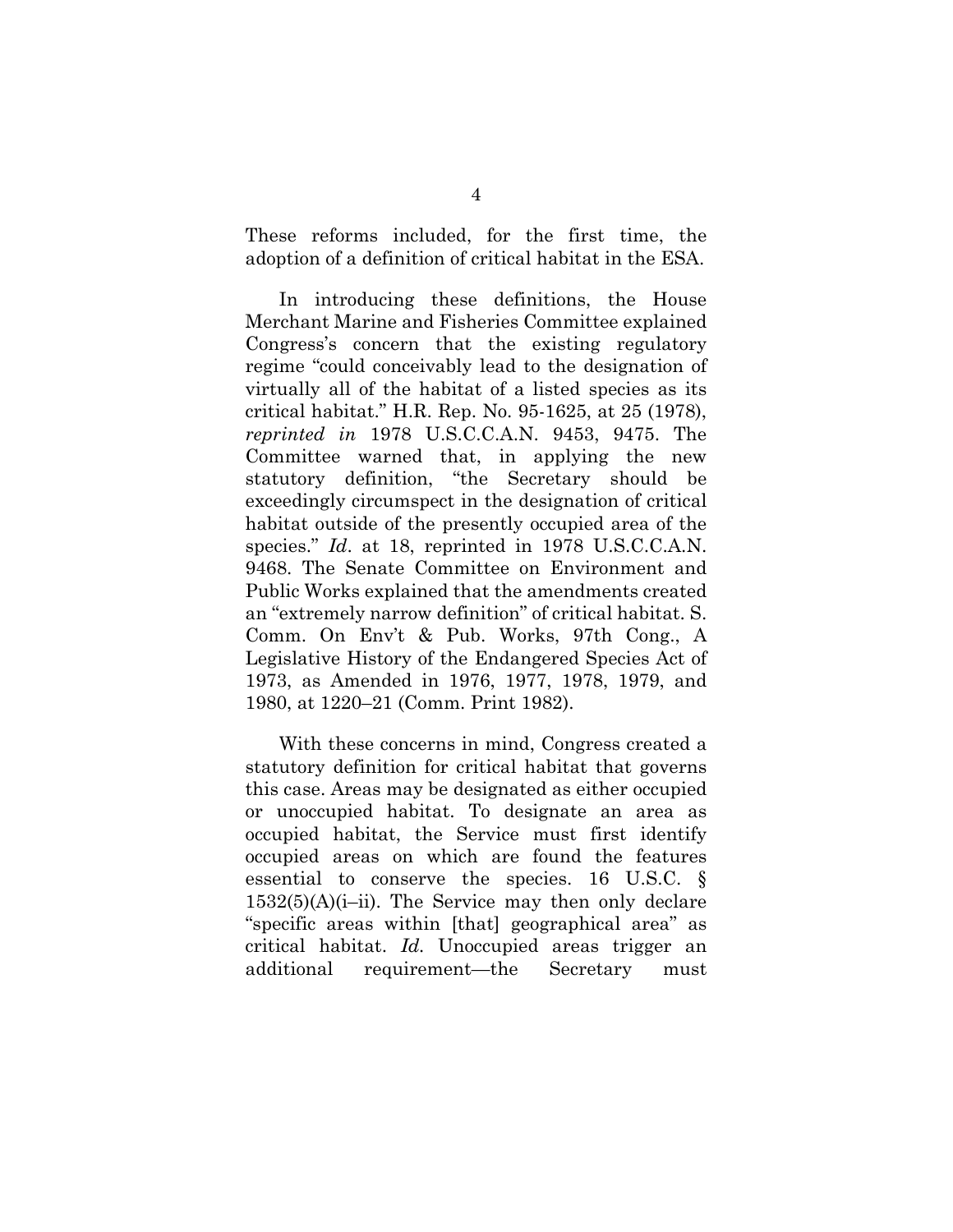These reforms included, for the first time, the adoption of a definition of critical habitat in the ESA.

In introducing these definitions, the House Merchant Marine and Fisheries Committee explained Congress's concern that the existing regulatory regime "could conceivably lead to the designation of virtually all of the habitat of a listed species as its critical habitat." H.R. Rep. No. 95-1625, at 25 (1978), *reprinted in* 1978 U.S.C.C.A.N. 9453, 9475. The Committee warned that, in applying the new statutory definition, "the Secretary should be exceedingly circumspect in the designation of critical habitat outside of the presently occupied area of the species." *Id*. at 18, reprinted in 1978 U.S.C.C.A.N. 9468. The Senate Committee on Environment and Public Works explained that the amendments created an "extremely narrow definition" of critical habitat. S. Comm. On Env't & Pub. Works, 97th Cong., A Legislative History of the Endangered Species Act of 1973, as Amended in 1976, 1977, 1978, 1979, and 1980, at 1220–21 (Comm. Print 1982).

With these concerns in mind, Congress created a statutory definition for critical habitat that governs this case. Areas may be designated as either occupied or unoccupied habitat. To designate an area as occupied habitat, the Service must first identify occupied areas on which are found the features essential to conserve the species. 16 U.S.C. § 1532(5)(A)(i–ii). The Service may then only declare "specific areas within [that] geographical area" as critical habitat. *Id.* Unoccupied areas trigger an additional requirement—the Secretary must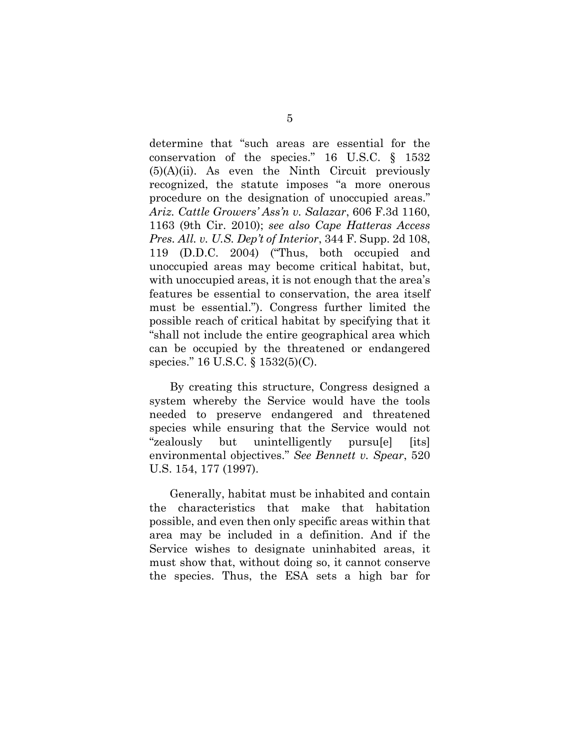determine that "such areas are essential for the conservation of the species." 16 U.S.C. § 1532 (5)(A)(ii). As even the Ninth Circuit previously recognized, the statute imposes "a more onerous procedure on the designation of unoccupied areas." *Ariz. Cattle Growers' Ass'n v. Salazar*, 606 F.3d 1160, 1163 (9th Cir. 2010); *see also Cape Hatteras Access Pres. All. v. U.S. Dep't of Interior*, 344 F. Supp. 2d 108, 119 (D.D.C. 2004) ("Thus, both occupied and unoccupied areas may become critical habitat, but, with unoccupied areas, it is not enough that the area's features be essential to conservation, the area itself must be essential."). Congress further limited the possible reach of critical habitat by specifying that it "shall not include the entire geographical area which can be occupied by the threatened or endangered species." 16 U.S.C. § 1532(5)(C).

By creating this structure, Congress designed a system whereby the Service would have the tools needed to preserve endangered and threatened species while ensuring that the Service would not "zealously but unintelligently pursu[e] [its] environmental objectives." *See Bennett v. Spear*, 520 U.S. 154, 177 (1997).

Generally, habitat must be inhabited and contain the characteristics that make that habitation possible, and even then only specific areas within that area may be included in a definition. And if the Service wishes to designate uninhabited areas, it must show that, without doing so, it cannot conserve the species. Thus, the ESA sets a high bar for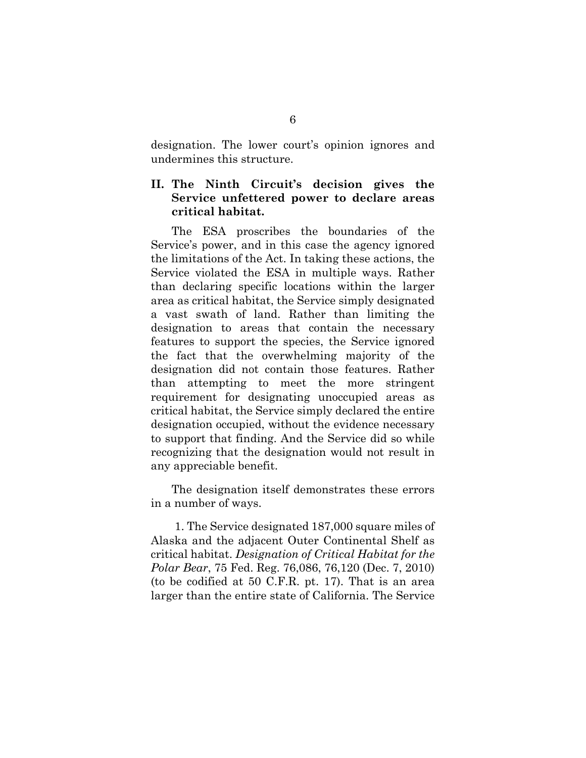designation. The lower court's opinion ignores and undermines this structure.

## II. The Ninth Circuit's decision gives the Service unfettered power to declare areas critical habitat.

The ESA proscribes the boundaries of the Service's power, and in this case the agency ignored the limitations of the Act. In taking these actions, the Service violated the ESA in multiple ways. Rather than declaring specific locations within the larger area as critical habitat, the Service simply designated a vast swath of land. Rather than limiting the designation to areas that contain the necessary features to support the species, the Service ignored the fact that the overwhelming majority of the designation did not contain those features. Rather than attempting to meet the more stringent requirement for designating unoccupied areas as critical habitat, the Service simply declared the entire designation occupied, without the evidence necessary to support that finding. And the Service did so while recognizing that the designation would not result in any appreciable benefit.

The designation itself demonstrates these errors in a number of ways.

1. The Service designated 187,000 square miles of Alaska and the adjacent Outer Continental Shelf as critical habitat. *Designation of Critical Habitat for the Polar Bear*, 75 Fed. Reg. 76,086, 76,120 (Dec. 7, 2010) (to be codified at 50 C.F.R. pt. 17). That is an area larger than the entire state of California. The Service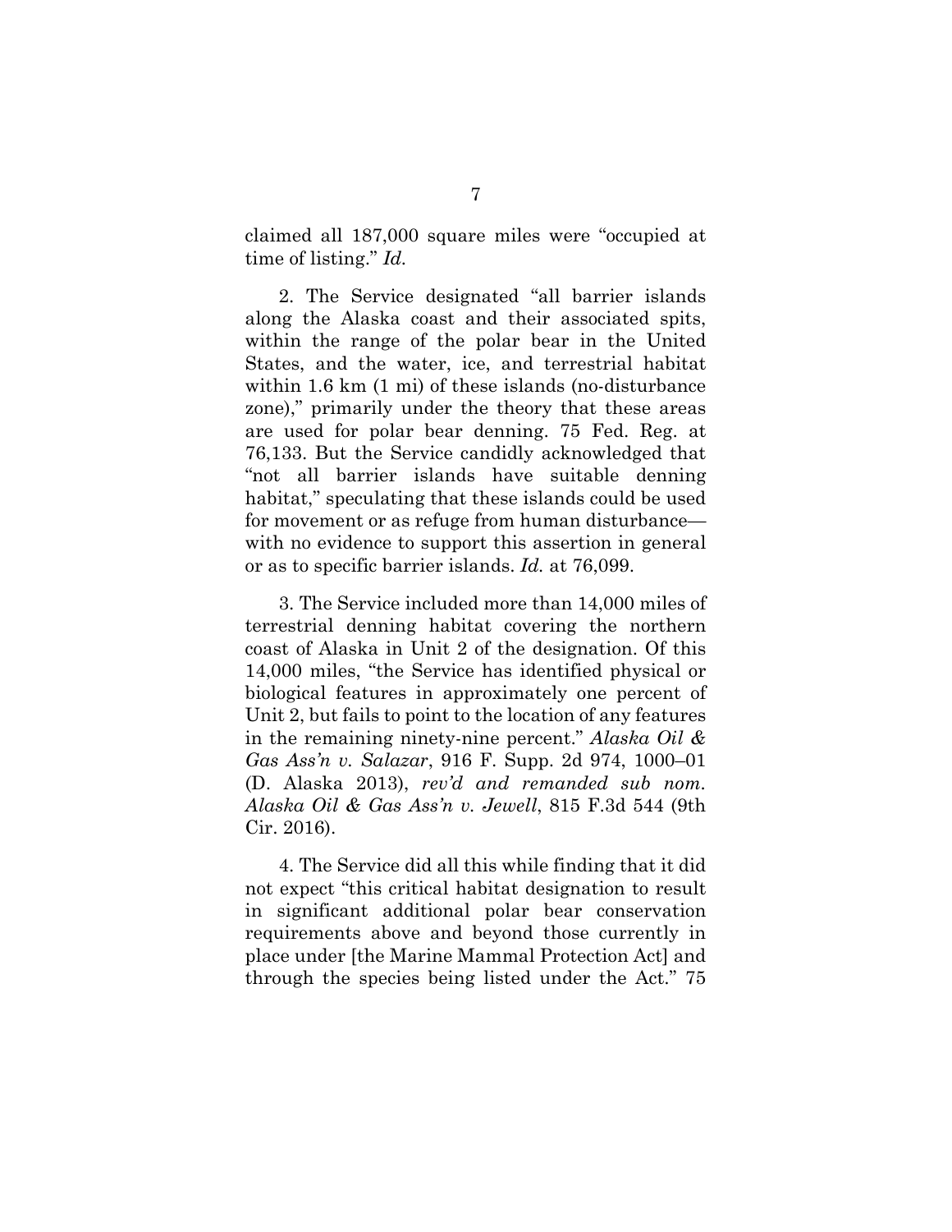claimed all 187,000 square miles were "occupied at time of listing." *Id.*

2. The Service designated "all barrier islands along the Alaska coast and their associated spits, within the range of the polar bear in the United States, and the water, ice, and terrestrial habitat within 1.6 km (1 mi) of these islands (no-disturbance zone)," primarily under the theory that these areas are used for polar bear denning. 75 Fed. Reg. at 76,133. But the Service candidly acknowledged that "not all barrier islands have suitable denning habitat," speculating that these islands could be used for movement or as refuge from human disturbance—with no evidence to support this assertion in general or as to specific barrier islands. *Id.* at 76,099.

3. The Service included more than 14,000 miles of terrestrial denning habitat covering the northern coast of Alaska in Unit 2 of the designation. Of this 14,000 miles, "the Service has identified physical or biological features in approximately one percent of Unit 2, but fails to point to the location of any features in the remaining ninety-nine percent." *Alaska Oil & Gas Ass'n v. Salazar*, 916 F. Supp. 2d 974, 1000–01 (D. Alaska 2013), *rev'd and remanded sub nom. Alaska Oil & Gas Ass'n v. Jewell*, 815 F.3d 544 (9th Cir. 2016).

4. The Service did all this while finding that it did not expect "this critical habitat designation to result in significant additional polar bear conservation requirements above and beyond those currently in place under [the Marine Mammal Protection Act] and through the species being listed under the Act." 75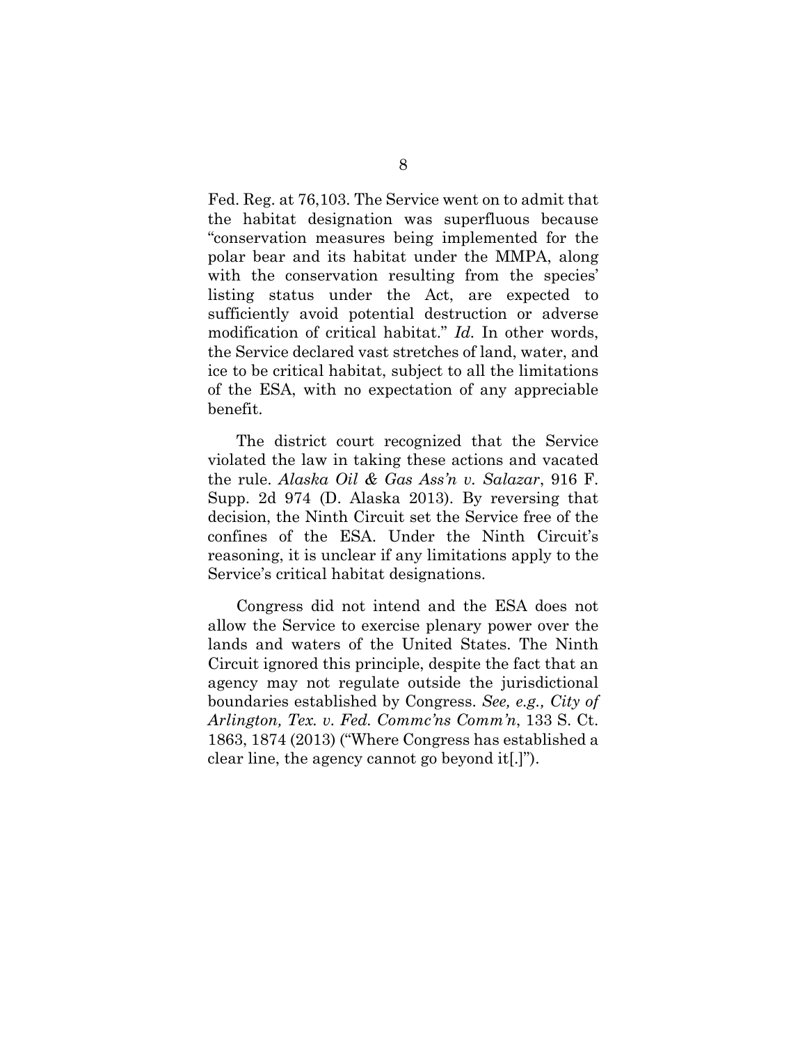Fed. Reg. at 76,103. The Service went on to admit that the habitat designation was superfluous because "conservation measures being implemented for the polar bear and its habitat under the MMPA, along with the conservation resulting from the species' listing status under the Act, are expected to sufficiently avoid potential destruction or adverse modification of critical habitat." *Id.* In other words, the Service declared vast stretches of land, water, and ice to be critical habitat, subject to all the limitations of the ESA, with no expectation of any appreciable benefit.

The district court recognized that the Service violated the law in taking these actions and vacated the rule. *Alaska Oil & Gas Ass'n v. Salazar*, 916 F. Supp. 2d 974 (D. Alaska 2013). By reversing that decision, the Ninth Circuit set the Service free of the confines of the ESA. Under the Ninth Circuit's reasoning, it is unclear if any limitations apply to the Service's critical habitat designations.

Congress did not intend and the ESA does not allow the Service to exercise plenary power over the lands and waters of the United States. The Ninth Circuit ignored this principle, despite the fact that an agency may not regulate outside the jurisdictional boundaries established by Congress. *See, e.g., City of Arlington, Tex. v. Fed. Commc'ns Comm'n*, 133 S. Ct. 1863, 1874 (2013) ("Where Congress has established a clear line, the agency cannot go beyond it[.]").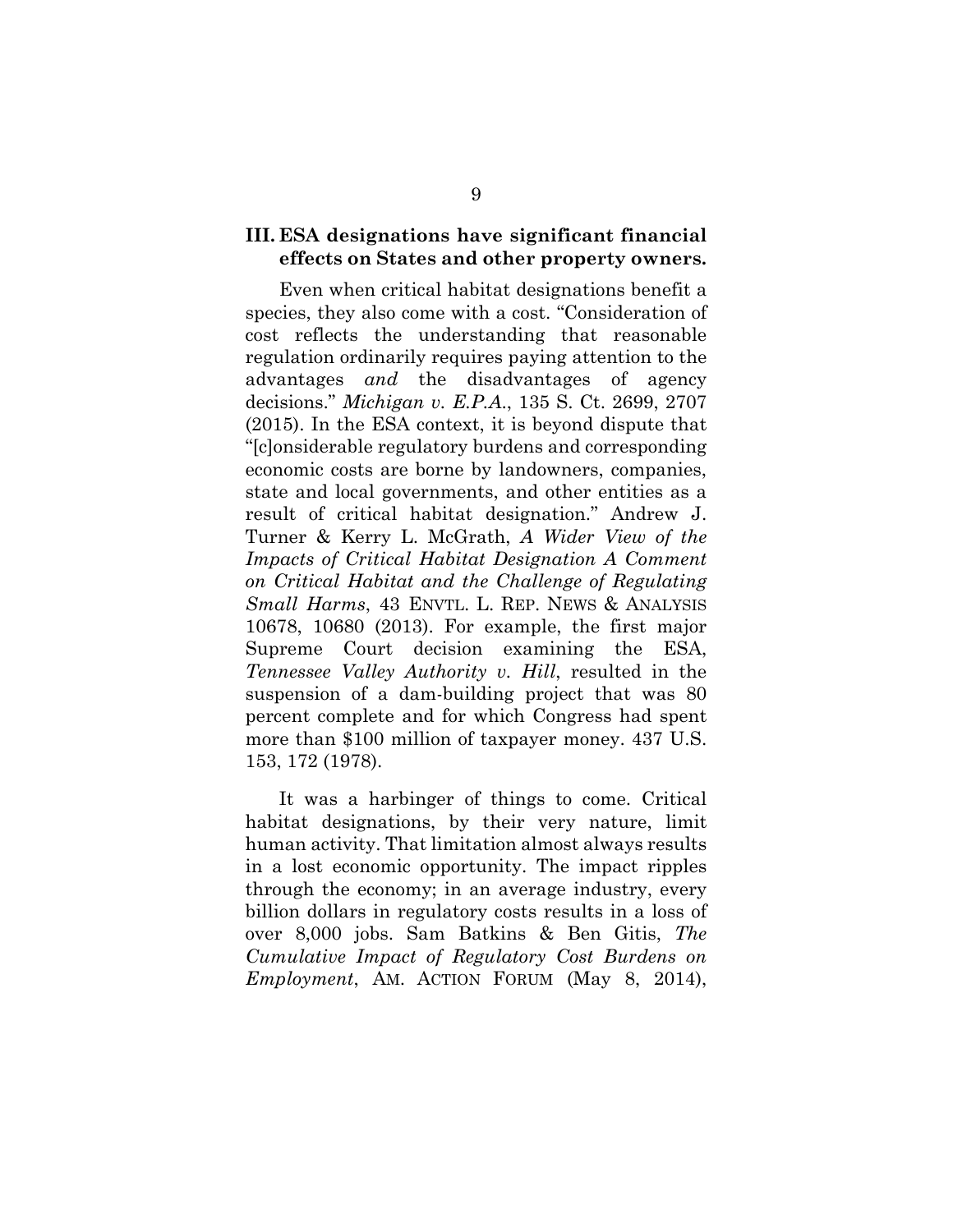### III. ESA designations have significant financial effects on States and other property owners.

Even when critical habitat designations benefit a species, they also come with a cost. "Consideration of cost reflects the understanding that reasonable regulation ordinarily requires paying attention to the advantages *and* the disadvantages of agency decisions." *Michigan v. E.P.A.*, 135 S. Ct. 2699, 2707 (2015). In the ESA context, it is beyond dispute that "[c]onsiderable regulatory burdens and corresponding economic costs are borne by landowners, companies, state and local governments, and other entities as a result of critical habitat designation." Andrew J. Turner & Kerry L. McGrath, *A Wider View of the Impacts of Critical Habitat Designation A Comment on Critical Habitat and the Challenge of Regulating Small Harms*, 43 ENVTL. L. REP. NEWS & ANALYSIS 10678, 10680 (2013). For example, the first major Supreme Court decision examining the ESA, *Tennessee Valley Authority v. Hill*, resulted in the suspension of a dam-building project that was 80 percent complete and for which Congress had spent more than $100 million of taxpayer money. 437 U.S. 153, 172 (1978).

It was a harbinger of things to come. Critical habitat designations, by their very nature, limit human activity. That limitation almost always results in a lost economic opportunity. The impact ripples through the economy; in an average industry, every billion dollars in regulatory costs results in a loss of over 8,000 jobs. Sam Batkins & Ben Gitis, *The Cumulative Impact of Regulatory Cost Burdens on Employment*, AM. ACTION FORUM (May 8, 2014),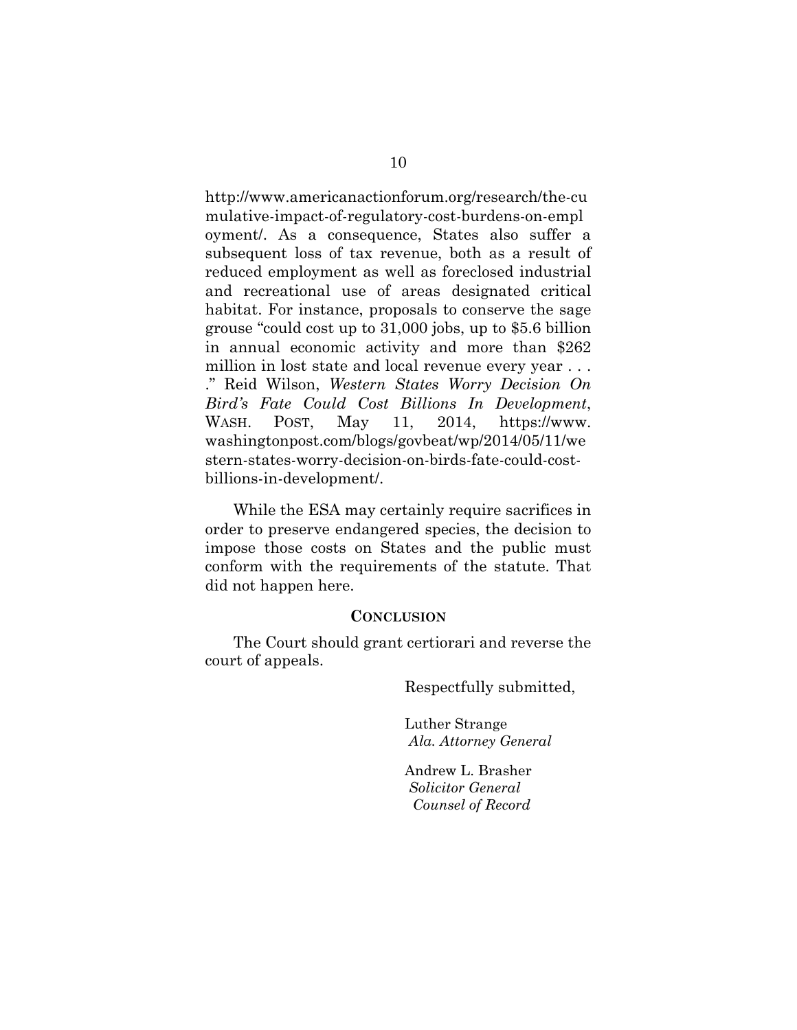http://www.americanactionforum.org/research/the-cumulative-impact-of-regulatory-cost-burdens-on-employment/. As a consequence, States also suffer a subsequent loss of tax revenue, both as a result of reduced employment as well as foreclosed industrial and recreational use of areas designated critical habitat. For instance, proposals to conserve the sage grouse "could cost up to 31,000 jobs, up to $5.6 billion in annual economic activity and more than $262 million in lost state and local revenue every year . . . ." Reid Wilson, *Western States Worry Decision On Bird's Fate Could Cost Billions In Development*, WASH. POST, May 11, 2014, https://www.washingtonpost.com/blogs/govbeat/wp/2014/05/11/western-states-worry-decision-on-birds-fate-could-cost-billions-in-development/.

While the ESA may certainly require sacrifices in order to preserve endangered species, the decision to impose those costs on States and the public must conform with the requirements of the statute. That did not happen here.

## CONCLUSION

The Court should grant certiorari and reverse the court of appeals.

Respectfully submitted,

Luther Strange
*Ala. Attorney General*

Andrew L. Brasher
*Solicitor General*
*Counsel of Record*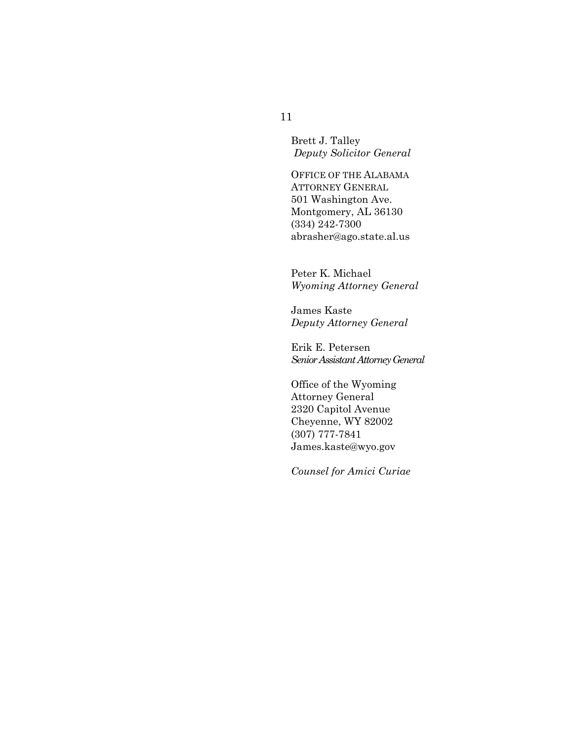Brett J. Talley
*Deputy Solicitor General*

OFFICE OF THE ALABAMA ATTORNEY GENERAL
501 Washington Ave.
Montgomery, AL 36130
(334) 242-7300
abrasher@ago.state.al.us

Peter K. Michael
*Wyoming Attorney General*

James Kaste
*Deputy Attorney General*

Erik E. Petersen
*Senior Assistant Attorney General*

Office of the Wyoming Attorney General
2320 Capitol Avenue
Cheyenne, WY 82002
(307) 777-7841
James.kaste@wyo.gov

*Counsel for Amici Curiae*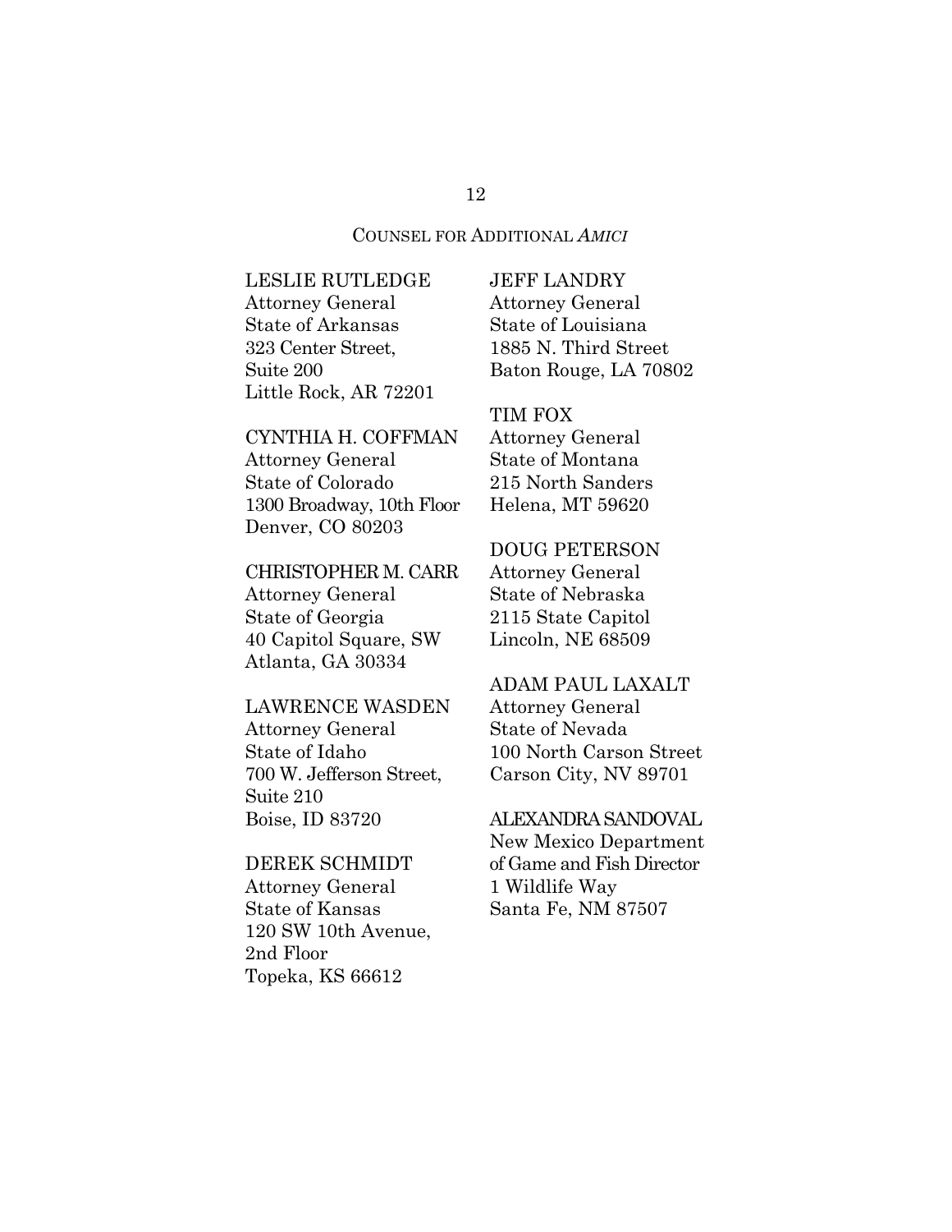COUNSEL FOR ADDITIONAL *AMICI*

LESLIE RUTLEDGE
Attorney General
State of Arkansas
323 Center Street,
Suite 200
Little Rock, AR 72201

CYNTHIA H. COFFMAN
Attorney General
State of Colorado
1300 Broadway, 10th Floor
Denver, CO 80203

CHRISTOPHER M. CARR
Attorney General
State of Georgia
40 Capitol Square, SW
Atlanta, GA 30334

LAWRENCE WASDEN
Attorney General
State of Idaho
700 W. Jefferson Street,
Suite 210
Boise, ID 83720

DEREK SCHMIDT
Attorney General
State of Kansas
120 SW 10th Avenue,
2nd Floor
Topeka, KS 66612

JEFF LANDRY
Attorney General
State of Louisiana
1885 N. Third Street
Baton Rouge, LA 70802

TIM FOX
Attorney General
State of Montana
215 North Sanders
Helena, MT 59620

DOUG PETERSON
Attorney General
State of Nebraska
2115 State Capitol
Lincoln, NE 68509

ADAM PAUL LAXALT
Attorney General
State of Nevada
100 North Carson Street
Carson City, NV 89701

ALEXANDRA SANDOVAL
New Mexico Department
of Game and Fish Director
1 Wildlife Way
Santa Fe, NM 87507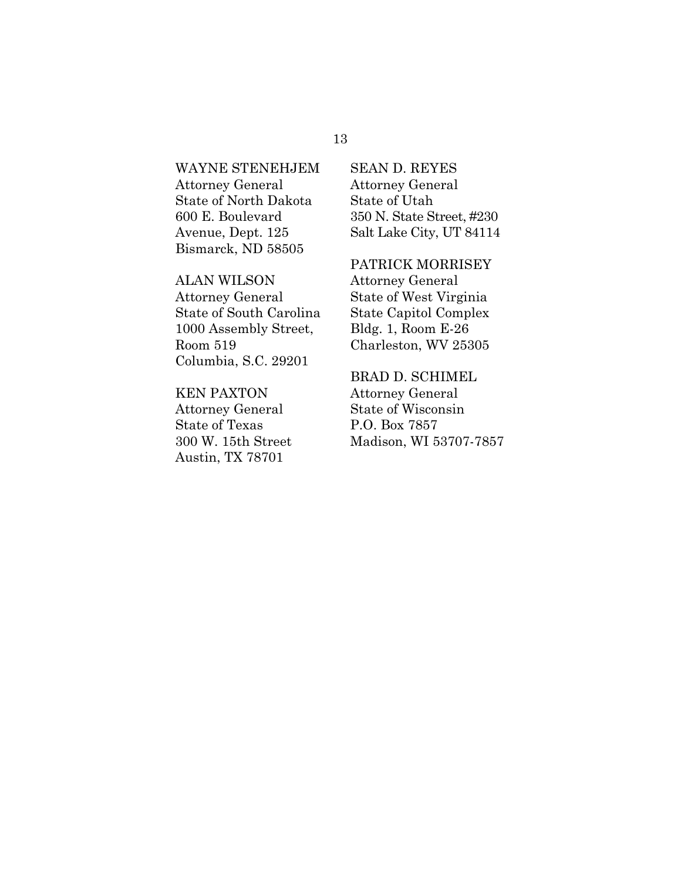WAYNE STENEHJEM
Attorney General
State of North Dakota
600 E. Boulevard
Avenue, Dept. 125
Bismarck, ND 58505

ALAN WILSON
Attorney General
State of South Carolina
1000 Assembly Street,
Room 519
Columbia, S.C. 29201

KEN PAXTON
Attorney General
State of Texas
300 W. 15th Street
Austin, TX 78701

SEAN D. REYES
Attorney General
State of Utah
350 N. State Street, #230
Salt Lake City, UT 84114

PATRICK MORRISEY
Attorney General
State of West Virginia
State Capitol Complex
Bldg. 1, Room E-26
Charleston, WV 25305

BRAD D. SCHIMEL
Attorney General
State of Wisconsin
P.O. Box 7857
Madison, WI 53707-7857